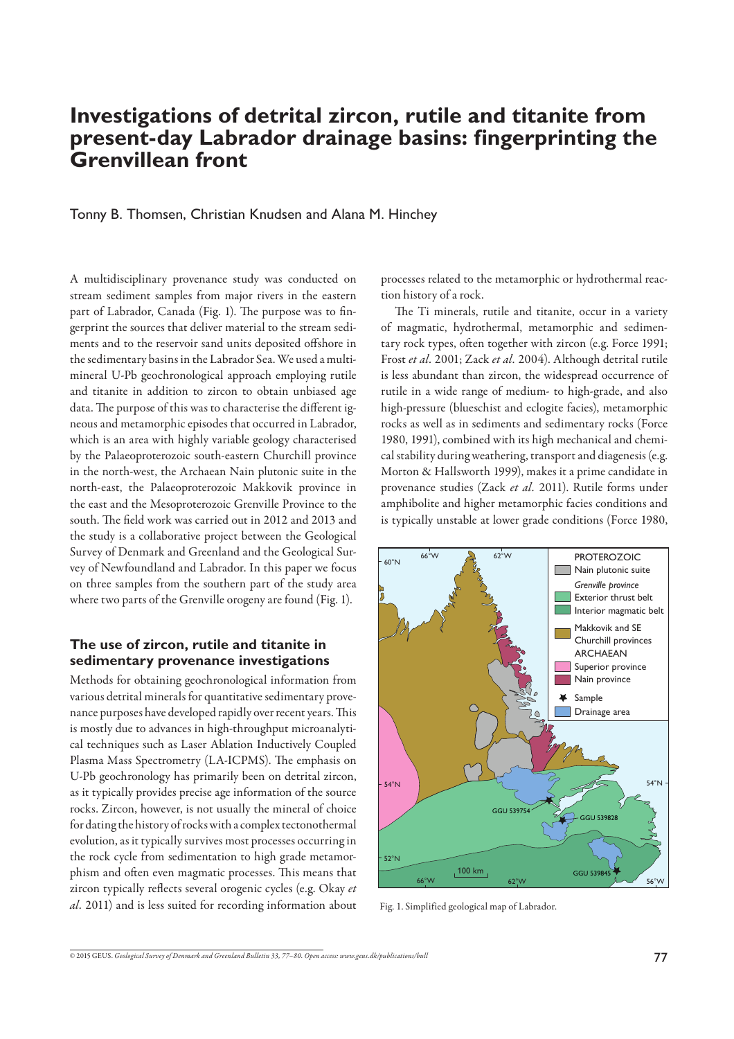# Investigations of detrital zircon, rutile and titanite from present-day Labrador drainage basins: fingerprinting the Grenvillean front

Tonny B. Thomsen, Christian Knudsen and Alana M. Hinchey

A multidisciplinary provenance study was conducted on stream sediment samples from major rivers in the eastern part of Labrador, Canada (Fig. 1). The purpose was to fingerprint the sources that deliver material to the stream sediments and to the reservoir sand units deposited offshore in the sedimentary basins in the Labrador Sea. We used a multi-mineral U-Pb geochronological approach employing rutile and titanite in addition to zircon to obtain unbiased age data. The purpose of this was to characterise the different igneous and metamorphic episodes that occurred in Labrador, which is an area with highly variable geology characterised by the Palaeoproterozoic south-eastern Churchill province in the north-west, the Archaean Nain plutonic suite in the north-east, the Palaeoproterozoic Makkovik province in the east and the Mesoproterozoic Grenville Province to the south. The field work was carried out in 2012 and 2013 and the study is a collaborative project between the Geological Survey of Denmark and Greenland and the Geological Survey of Newfoundland and Labrador. In this paper we focus on three samples from the southern part of the study area where two parts of the Grenville orogeny are found (Fig. 1).

## The use of zircon, rutile and titanite in sedimentary provenance investigations

Methods for obtaining geochronological information from various detrital minerals for quantitative sedimentary provenance purposes have developed rapidly over recent years. This is mostly due to advances in high-throughput microanalytical techniques such as Laser Ablation Inductively Coupled Plasma Mass Spectrometry (LA-ICPMS). The emphasis on U-Pb geochronology has primarily been on detrital zircon, as it typically provides precise age information of the source rocks. Zircon, however, is not usually the mineral of choice for dating the history of rocks with a complex tectonothermal evolution, as it typically survives most processes occurring in the rock cycle from sedimentation to high grade metamorphism and often even magmatic processes. This means that zircon typically reflects several orogenic cycles (e.g. Okay *et al*. 2011) and is less suited for recording information about processes related to the metamorphic or hydrothermal reaction history of a rock.

The Ti minerals, rutile and titanite, occur in a variety of magmatic, hydrothermal, metamorphic and sedimentary rock types, often together with zircon (e.g. Force 1991; Frost *et al*. 2001; Zack *et al*. 2004). Although detrital rutile is less abundant than zircon, the widespread occurrence of rutile in a wide range of medium- to high-grade, and also high-pressure (blueschist and eclogite facies), metamorphic rocks as well as in sediments and sedimentary rocks (Force 1980, 1991), combined with its high mechanical and chemical stability during weathering, transport and diagenesis (e.g. Morton & Hallsworth 1999), makes it a prime candidate in provenance studies (Zack *et al*. 2011). Rutile forms under amphibolite and higher metamorphic facies conditions and is typically unstable at lower grade conditions (Force 1980,

Fig. 1. Simplified geological map of Labrador.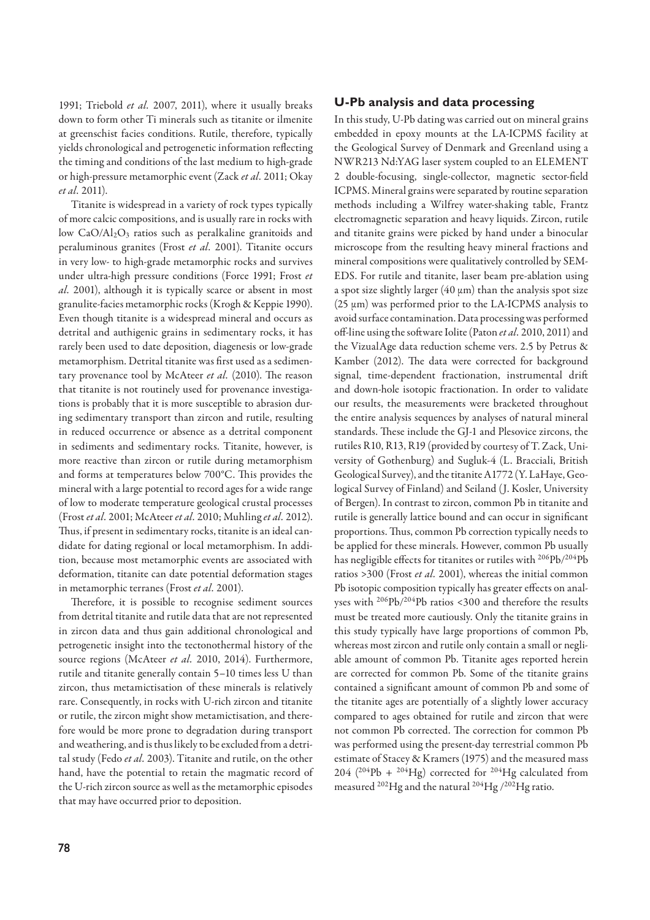1991; Triebold *et al*. 2007, 2011), where it usually breaks down to form other Ti minerals such as titanite or ilmenite at greenschist facies conditions. Rutile, therefore, typically yields chronological and petrogenetic information reflecting the timing and conditions of the last medium to high-grade or high-pressure metamorphic event (Zack *et al*. 2011; Okay *et al*. 2011).

Titanite is widespread in a variety of rock types typically of more calcic compositions, and is usually rare in rocks with low $CaO/Al_2O_3$ ratios such as peralkaline granitoids and peraluminous granites (Frost *et al*. 2001). Titanite occurs in very low- to high-grade metamorphic rocks and survives under ultra-high pressure conditions (Force 1991; Frost *et al*. 2001), although it is typically scarce or absent in most granulite-facies metamorphic rocks (Krogh & Keppie 1990). Even though titanite is a widespread mineral and occurs as detrital and authigenic grains in sedimentary rocks, it has rarely been used to date deposition, diagenesis or low-grade metamorphism. Detrital titanite was first used as a sedimentary provenance tool by McAteer *et al*. (2010). The reason that titanite is not routinely used for provenance investigations is probably that it is more susceptible to abrasion during sedimentary transport than zircon and rutile, resulting in reduced occurrence or absence as a detrital component in sediments and sedimentary rocks. Titanite, however, is more reactive than zircon or rutile during metamorphism and forms at temperatures below 700°C. This provides the mineral with a large potential to record ages for a wide range of low to moderate temperature geological crustal processes (Frost *et al*. 2001; McAteer *et al*. 2010; Muhling *et al*. 2012). Thus, if present in sedimentary rocks, titanite is an ideal candidate for dating regional or local metamorphism. In addition, because most metamorphic events are associated with deformation, titanite can date potential deformation stages in metamorphic terranes (Frost *et al*. 2001).

Therefore, it is possible to recognise sediment sources from detrital titanite and rutile data that are not represented in zircon data and thus gain additional chronological and petrogenetic insight into the tectonothermal history of the source regions (McAteer *et al*. 2010, 2014). Furthermore, rutile and titanite generally contain 5–10 times less U than zircon, thus metamictisation of these minerals is relatively rare. Consequently, in rocks with U-rich zircon and titanite or rutile, the zircon might show metamictisation, and therefore would be more prone to degradation during transport and weathering, and is thus likely to be excluded from a detrital study (Fedo *et al*. 2003). Titanite and rutile, on the other hand, have the potential to retain the magmatic record of the U-rich zircon source as well as the metamorphic episodes that may have occurred prior to deposition.

## U-Pb analysis and data processing

In this study, U-Pb dating was carried out on mineral grains embedded in epoxy mounts at the LA-ICPMS facility at the Geological Survey of Denmark and Greenland using a NWR213 Nd:YAG laser system coupled to an ELEMENT 2 double-focusing, single-collector, magnetic sector-field ICPMS. Mineral grains were separated by routine separation methods including a Wilfrey water-shaking table, Frantz electromagnetic separation and heavy liquids. Zircon, rutile and titanite grains were picked by hand under a binocular microscope from the resulting heavy mineral fractions and mineral compositions were qualitatively controlled by SEM-EDS. For rutile and titanite, laser beam pre-ablation using a spot size slightly larger (40 µm) than the analysis spot size (25 µm) was performed prior to the LA-ICPMS analysis to avoid surface contamination. Data processing was performed off-line using the software Iolite (Paton *et al*. 2010, 2011) and the VizualAge data reduction scheme vers. 2.5 by Petrus & Kamber (2012). The data were corrected for background signal, time-dependent fractionation, instrumental drift and down-hole isotopic fractionation. In order to validate our results, the measurements were bracketed throughout the entire analysis sequences by analyses of natural mineral standards. These include the GJ-1 and Plesovice zircons, the rutiles R10, R13, R19 (provided by courtesy of T. Zack, University of Gothenburg) and Sugluk-4 (L. Bracciali, British Geological Survey), and the titanite A1772 (Y. LaHaye, Geological Survey of Finland) and Seiland (J. Kosler, University of Bergen). In contrast to zircon, common Pb in titanite and rutile is generally lattice bound and can occur in significant proportions. Thus, common Pb correction typically needs to be applied for these minerals. However, common Pb usually has negligible effects for titanites or rutiles with $^{206}Pb/^{204}Pb$ ratios >300 (Frost *et al*. 2001), whereas the initial common Pb isotopic composition typically has greater effects on analyses with $^{206}Pb/^{204}Pb$ ratios <300 and therefore the results must be treated more cautiously. Only the titanite grains in this study typically have large proportions of common Pb, whereas most zircon and rutile only contain a small or negligible amount of common Pb. Titanite ages reported herein are corrected for common Pb. Some of the titanite grains contained a significant amount of common Pb and some of the titanite ages are potentially of a slightly lower accuracy compared to ages obtained for rutile and zircon that were not common Pb corrected. The correction for common Pb was performed using the present-day terrestrial common Pb estimate of Stacey & Kramers (1975) and the measured mass 204 ($^{204}Pb$ + $^{204}Hg$) corrected for $^{204}Hg$ calculated from measured $^{202}Hg$ and the natural $^{204}Hg$ /$^{202}Hg$ ratio.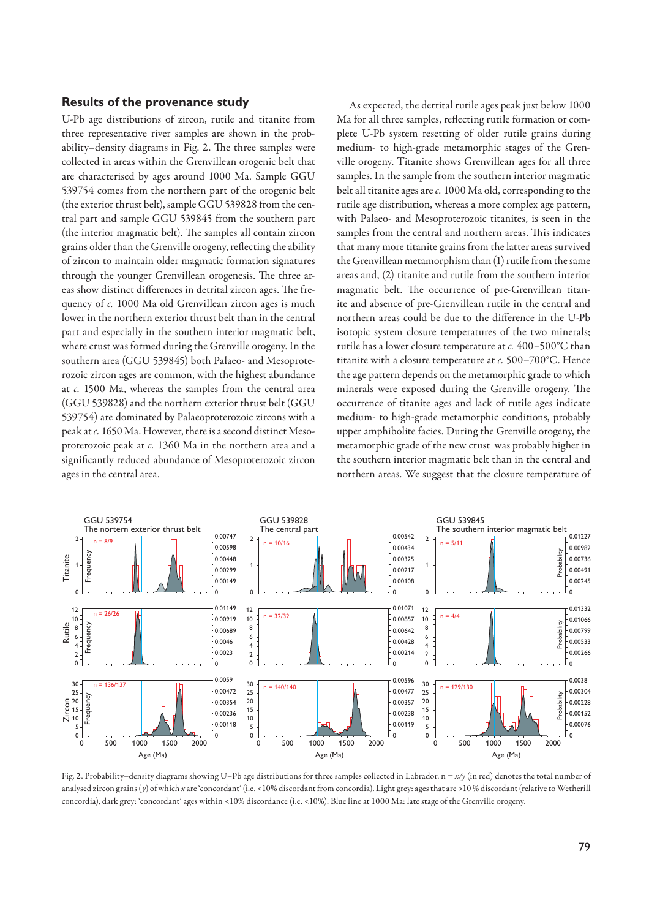## Results of the provenance study

U-Pb age distributions of zircon, rutile and titanite from three representative river samples are shown in the probability–density diagrams in Fig. 2. The three samples were collected in areas within the Grenvillean orogenic belt that are characterised by ages around 1000 Ma. Sample GGU 539754 comes from the northern part of the orogenic belt (the exterior thrust belt), sample GGU 539828 from the central part and sample GGU 539845 from the southern part (the interior magmatic belt). The samples all contain zircon grains older than the Grenville orogeny, reflecting the ability of zircon to maintain older magmatic formation signatures through the younger Grenvillean orogenesis. The three areas show distinct differences in detrital zircon ages. The frequency of *c.* 1000 Ma old Grenvillean zircon ages is much lower in the northern exterior thrust belt than in the central part and especially in the southern interior magmatic belt, where crust was formed during the Grenville orogeny. In the southern area (GGU 539845) both Palaeo- and Mesoproterozoic zircon ages are common, with the highest abundance at *c.* 1500 Ma, whereas the samples from the central area (GGU 539828) and the northern exterior thrust belt (GGU 539754) are dominated by Palaeoproterozoic zircons with a peak at *c.* 1650 Ma. However, there is a second distinct Mesoproterozoic peak at *c.* 1360 Ma in the northern area and a significantly reduced abundance of Mesoproterozoic zircon ages in the central area.

As expected, the detrital rutile ages peak just below 1000 Ma for all three samples, reflecting rutile formation or complete U-Pb system resetting of older rutile grains during medium- to high-grade metamorphic stages of the Grenville orogeny. Titanite shows Grenvillean ages for all three samples. In the sample from the southern interior magmatic belt all titanite ages are *c.* 1000 Ma old, corresponding to the rutile age distribution, whereas a more complex age pattern, with Palaeo- and Mesoproterozoic titanites, is seen in the samples from the central and northern areas. This indicates that many more titanite grains from the latter areas survived the Grenvillean metamorphism than (1) rutile from the same areas and, (2) titanite and rutile from the southern interior magmatic belt. The occurrence of pre-Grenvillean titanite and absence of pre-Grenvillean rutile in the central and northern areas could be due to the difference in the U-Pb isotopic system closure temperatures of the two minerals; rutile has a lower closure temperature at *c.* 400–500°C than titanite with a closure temperature at *c.* 500–700°C. Hence the age pattern depends on the metamorphic grade to which minerals were exposed during the Grenville orogeny. The occurrence of titanite ages and lack of rutile ages indicate medium- to high-grade metamorphic conditions, probably upper amphibolite facies. During the Grenville orogeny, the metamorphic grade of the new crust was probably higher in the southern interior magmatic belt than in the central and northern areas. We suggest that the closure temperature of

Fig. 2. Probability–density diagrams showing U–Pb age distributions for three samples collected in Labrador. n = *x*/*y* (in red) denotes the total number of analysed zircon grains (*y*) of which *x* are 'concordant' (i.e. <10% discordant from concordia). Light grey: ages that are >10 % discordant (relative to Wetherill concordia), dark grey: 'concordant' ages within <10% discordance (i.e. <10%). Blue line at 1000 Ma: late stage of the Grenville orogeny.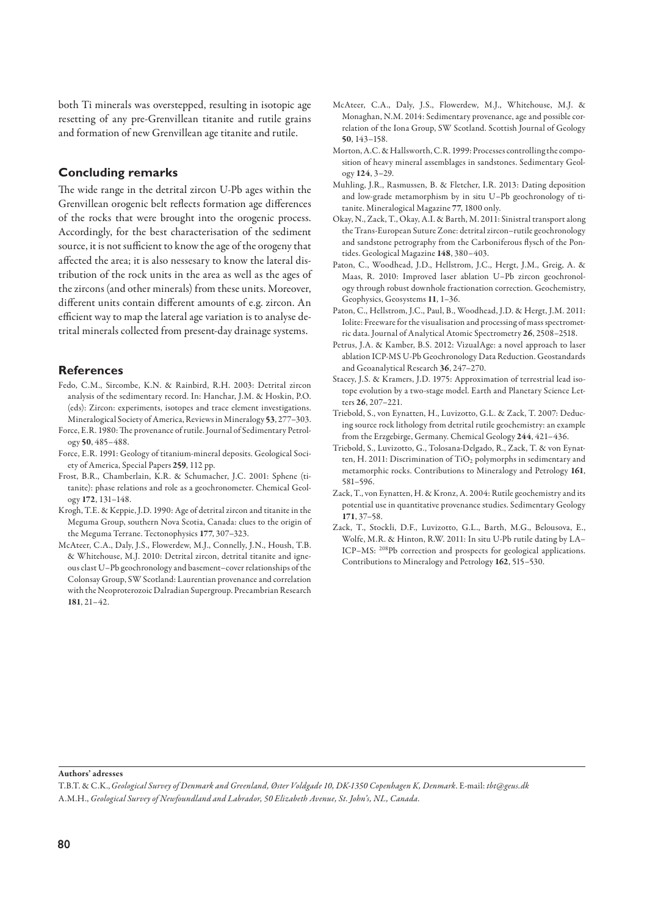both Ti minerals was overstepped, resulting in isotopic age resetting of any pre-Grenvillean titanite and rutile grains and formation of new Grenvillean age titanite and rutile.

## Concluding remarks

The wide range in the detrital zircon U-Pb ages within the Grenvillean orogenic belt reflects formation age differences of the rocks that were brought into the orogenic process. Accordingly, for the best characterisation of the sediment source, it is not sufficient to know the age of the orogeny that affected the area; it is also nessesary to know the lateral distribution of the rock units in the area as well as the ages of the zircons (and other minerals) from these units. Moreover, different units contain different amounts of e.g. zircon. An efficient way to map the lateral age variation is to analyse detrital minerals collected from present-day drainage systems.

## References

Fedo, C.M., Sircombe, K.N. & Rainbird, R.H. 2003: Detrital zircon analysis of the sedimentary record. In: Hanchar, J.M. & Hoskin, P.O. (eds): Zircon: experiments, isotopes and trace element investigations. Mineralogical Society of America, Reviews in Mineralogy **53**, 277–303.

Force, E.R. 1980: The provenance of rutile. Journal of Sedimentary Petrology **50**, 485–488.

Force, E.R. 1991: Geology of titanium-mineral deposits. Geological Society of America, Special Papers **259**, 112 pp.

Frost, B.R., Chamberlain, K.R. & Schumacher, J.C. 2001: Sphene (titanite): phase relations and role as a geochronometer. Chemical Geology **172**, 131–148.

Krogh, T.E. & Keppie, J.D. 1990: Age of detrital zircon and titanite in the Meguma Group, southern Nova Scotia, Canada: clues to the origin of the Meguma Terrane. Tectonophysics **177**, 307–323.

McAteer, C.A., Daly, J.S., Flowerdew, M.J., Connelly, J.N., Housh, T.B. & Whitehouse, M.J. 2010: Detrital zircon, detrital titanite and igneous clast U–Pb geochronology and basement–cover relationships of the Colonsay Group, SW Scotland: Laurentian provenance and correlation with the Neoproterozoic Dalradian Supergroup. Precambrian Research **181**, 21–42.

McAteer, C.A., Daly, J.S., Flowerdew, M.J., Whitehouse, M.J. & Monaghan, N.M. 2014: Sedimentary provenance, age and possible correlation of the Iona Group, SW Scotland. Scottish Journal of Geology **50**, 143–158.

Morton, A.C. & Hallsworth, C.R. 1999: Processes controlling the composition of heavy mineral assemblages in sandstones. Sedimentary Geology **124**, 3–29.

Muhling, J.R., Rasmussen, B. & Fletcher, I.R. 2013: Dating deposition and low-grade metamorphism by in situ U–Pb geochronology of titanite. Mineralogical Magazine **77**, 1800 only.

Okay, N., Zack, T., Okay, A.I. & Barth, M. 2011: Sinistral transport along the Trans-European Suture Zone: detrital zircon–rutile geochronology and sandstone petrography from the Carboniferous flysch of the Pontides. Geological Magazine **148**, 380–403.

Paton, C., Woodhead, J.D., Hellstrom, J.C., Hergt, J.M., Greig, A. & Maas, R. 2010: Improved laser ablation U–Pb zircon geochronology through robust downhole fractionation correction. Geochemistry, Geophysics, Geosystems **11**, 1–36.

Paton, C., Hellstrom, J.C., Paul, B., Woodhead, J.D. & Hergt, J.M. 2011: Iolite: Freeware for the visualisation and processing of mass spectrometric data. Journal of Analytical Atomic Spectrometry **26**, 2508–2518.

Petrus, J.A. & Kamber, B.S. 2012: VizualAge: a novel approach to laser ablation ICP-MS U-Pb Geochronology Data Reduction. Geostandards and Geoanalytical Research **36**, 247–270.

Stacey, J.S. & Kramers, J.D. 1975: Approximation of terrestrial lead isotope evolution by a two-stage model. Earth and Planetary Science Letters **26**, 207–221.

Triebold, S., von Eynatten, H., Luvizotto, G.L. & Zack, T. 2007: Deducing source rock lithology from detrital rutile geochemistry: an example from the Erzgebirge, Germany. Chemical Geology **244**, 421–436.

Triebold, S., Luvizotto, G., Tolosana-Delgado, R., Zack, T. & von Eynatten, H. 2011: Discrimination of $TiO_2$ polymorphs in sedimentary and metamorphic rocks. Contributions to Mineralogy and Petrology **161**, 581–596.

Zack, T., von Eynatten, H. & Kronz, A. 2004: Rutile geochemistry and its potential use in quantitative provenance studies. Sedimentary Geology **171**, 37–58.

Zack, T., Stockli, D.F., Luvizotto, G.L., Barth, M.G., Belousova, E., Wolfe, M.R. & Hinton, R.W. 2011: In situ U-Pb rutile dating by LA–ICP–MS: $^{208}Pb$ correction and prospects for geological applications. Contributions to Mineralogy and Petrology **162**, 515–530.

**Authors' adresses**

T.B.T. & C.K., *Geological Survey of Denmark and Greenland, Øster Voldgade 10, DK-1350 Copenhagen K, Denmark*. E-mail: *tbt@geus.dk*

A.M.H., *Geological Survey of Newfoundland and Labrador, 50 Elizabeth Avenue, St. John's, NL, Canada*.